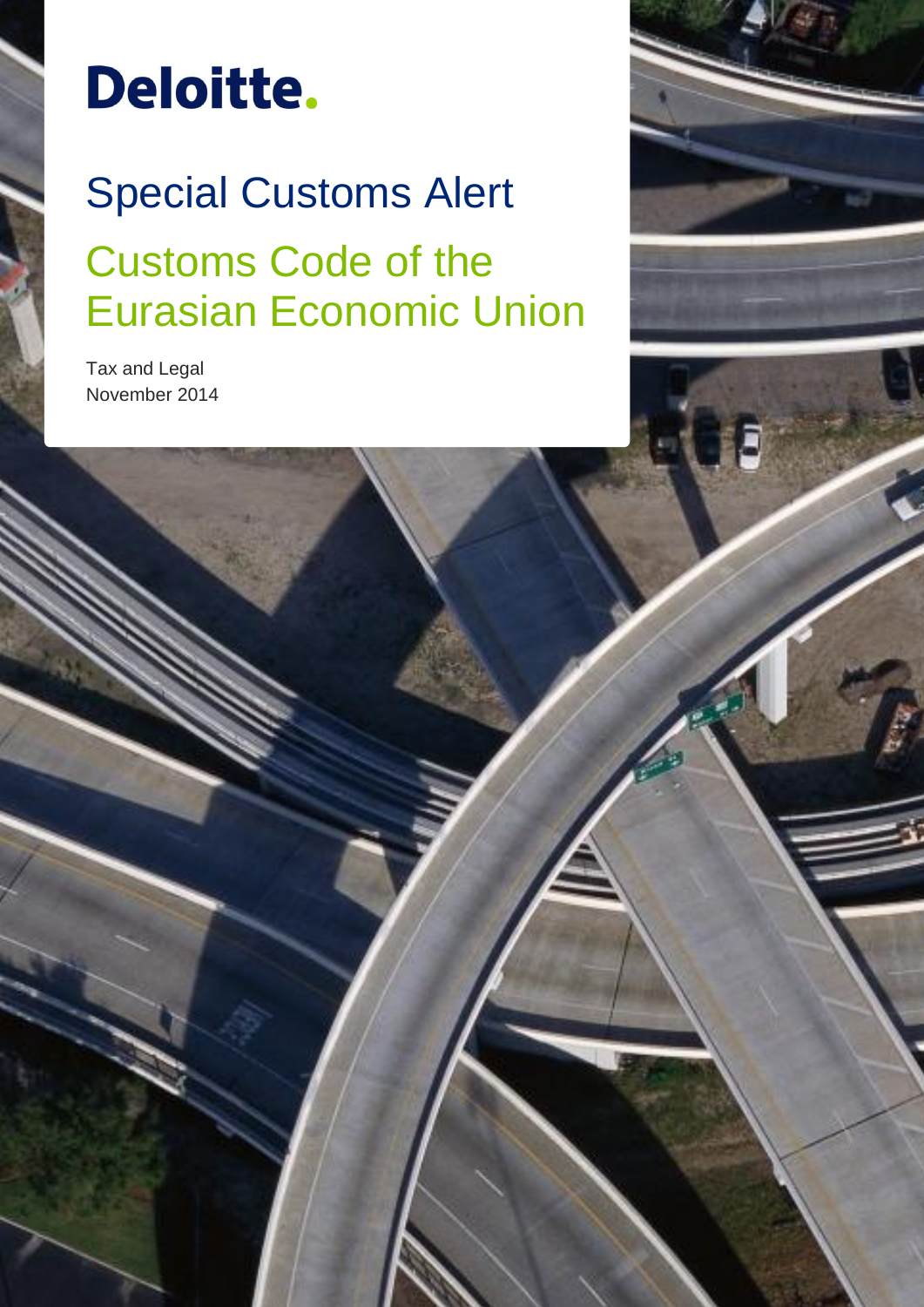Deloitte.

# Special Customs Alert

## Customs Code of the Eurasian Economic Union

Tax and Legal
November 2014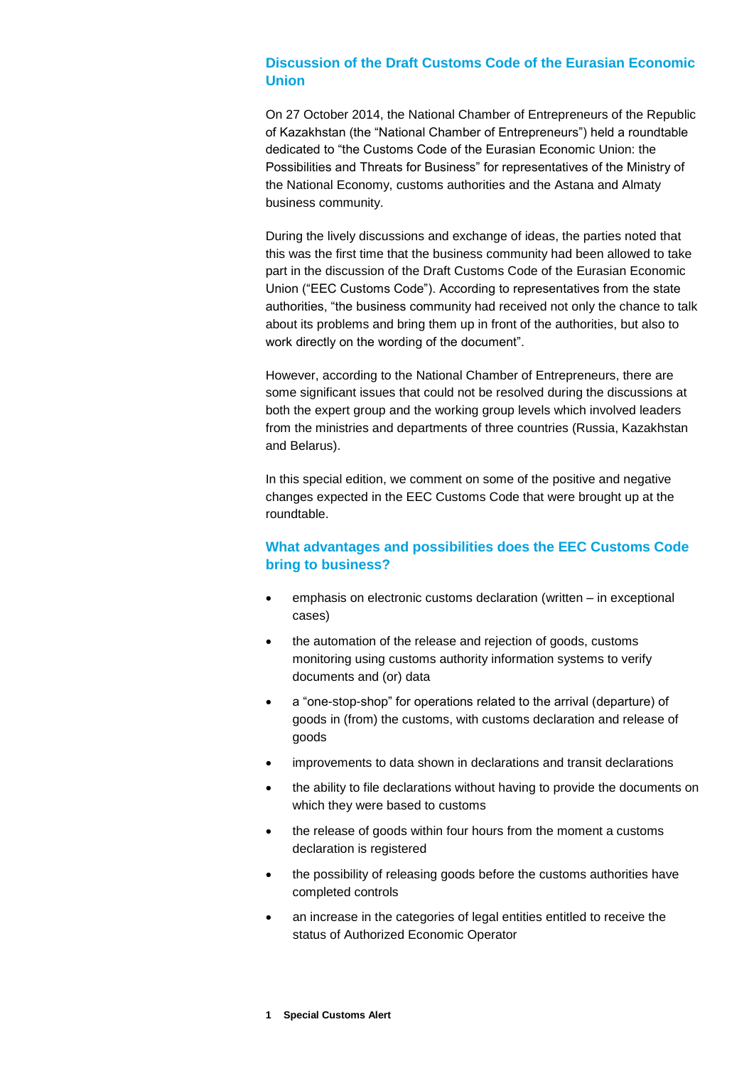## Discussion of the Draft Customs Code of the Eurasian Economic Union

On 27 October 2014, the National Chamber of Entrepreneurs of the Republic of Kazakhstan (the "National Chamber of Entrepreneurs") held a roundtable dedicated to "the Customs Code of the Eurasian Economic Union: the Possibilities and Threats for Business" for representatives of the Ministry of the National Economy, customs authorities and the Astana and Almaty business community.

During the lively discussions and exchange of ideas, the parties noted that this was the first time that the business community had been allowed to take part in the discussion of the Draft Customs Code of the Eurasian Economic Union ("EEC Customs Code"). According to representatives from the state authorities, "the business community had received not only the chance to talk about its problems and bring them up in front of the authorities, but also to work directly on the wording of the document".

However, according to the National Chamber of Entrepreneurs, there are some significant issues that could not be resolved during the discussions at both the expert group and the working group levels which involved leaders from the ministries and departments of three countries (Russia, Kazakhstan and Belarus).

In this special edition, we comment on some of the positive and negative changes expected in the EEC Customs Code that were brought up at the roundtable.

## What advantages and possibilities does the EEC Customs Code bring to business?

- emphasis on electronic customs declaration (written – in exceptional cases)
- the automation of the release and rejection of goods, customs monitoring using customs authority information systems to verify documents and (or) data
- a "one-stop-shop" for operations related to the arrival (departure) of goods in (from) the customs, with customs declaration and release of goods
- improvements to data shown in declarations and transit declarations
- the ability to file declarations without having to provide the documents on which they were based to customs
- the release of goods within four hours from the moment a customs declaration is registered
- the possibility of releasing goods before the customs authorities have completed controls
- an increase in the categories of legal entities entitled to receive the status of Authorized Economic Operator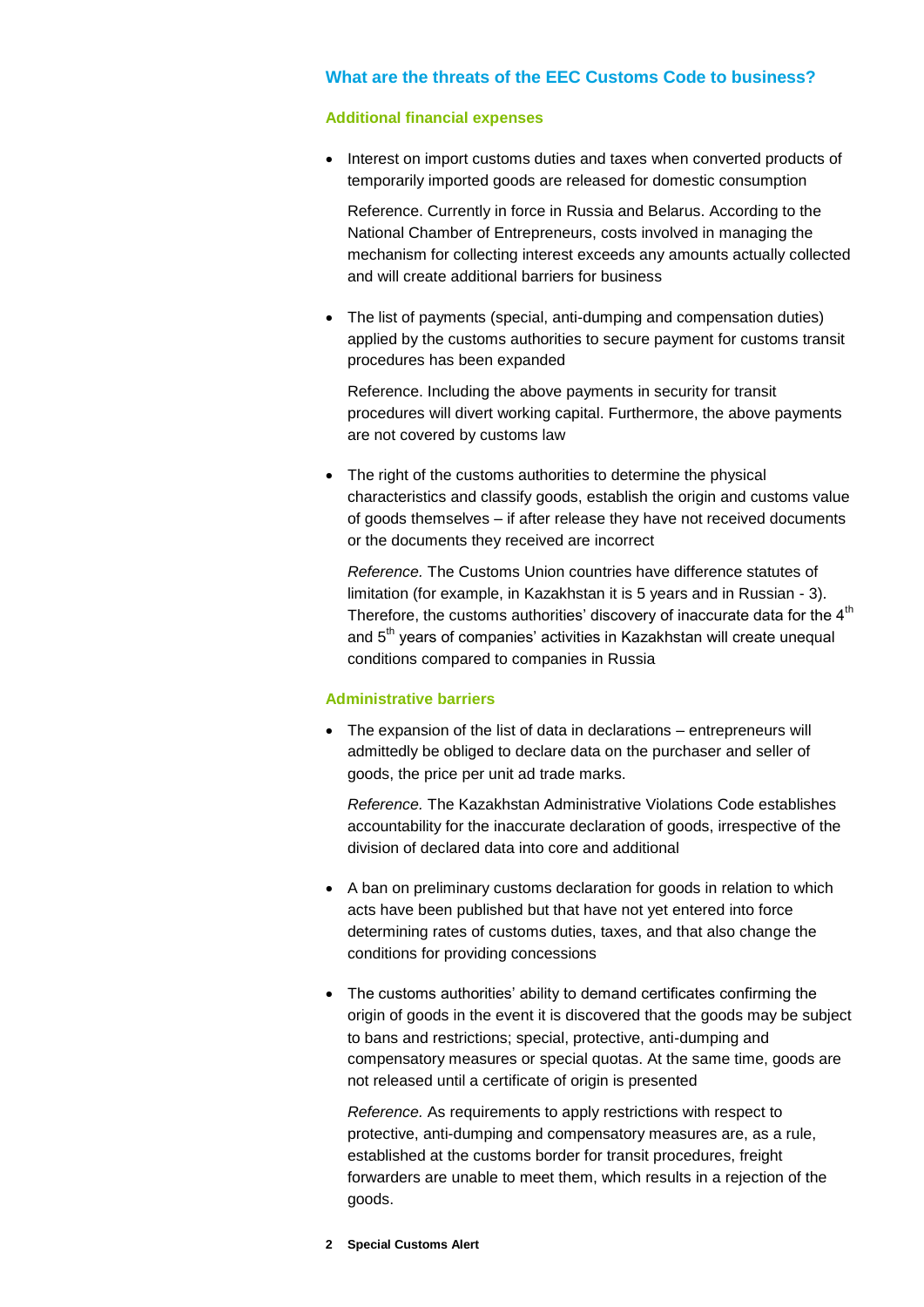## What are the threats of the EEC Customs Code to business?

### Additional financial expenses

- Interest on import customs duties and taxes when converted products of temporarily imported goods are released for domestic consumption

  Reference. Currently in force in Russia and Belarus. According to the National Chamber of Entrepreneurs, costs involved in managing the mechanism for collecting interest exceeds any amounts actually collected and will create additional barriers for business

- The list of payments (special, anti-dumping and compensation duties) applied by the customs authorities to secure payment for customs transit procedures has been expanded

  Reference. Including the above payments in security for transit procedures will divert working capital. Furthermore, the above payments are not covered by customs law

- The right of the customs authorities to determine the physical characteristics and classify goods, establish the origin and customs value of goods themselves – if after release they have not received documents or the documents they received are incorrect

  *Reference.* The Customs Union countries have difference statutes of limitation (for example, in Kazakhstan it is 5 years and in Russian - 3). Therefore, the customs authorities' discovery of inaccurate data for the 4th and 5th years of companies' activities in Kazakhstan will create unequal conditions compared to companies in Russia

### Administrative barriers

- The expansion of the list of data in declarations – entrepreneurs will admittedly be obliged to declare data on the purchaser and seller of goods, the price per unit ad trade marks.

  *Reference.* The Kazakhstan Administrative Violations Code establishes accountability for the inaccurate declaration of goods, irrespective of the division of declared data into core and additional

- A ban on preliminary customs declaration for goods in relation to which acts have been published but that have not yet entered into force determining rates of customs duties, taxes, and that also change the conditions for providing concessions

- The customs authorities' ability to demand certificates confirming the origin of goods in the event it is discovered that the goods may be subject to bans and restrictions; special, protective, anti-dumping and compensatory measures or special quotas. At the same time, goods are not released until a certificate of origin is presented

  *Reference.* As requirements to apply restrictions with respect to protective, anti-dumping and compensatory measures are, as a rule, established at the customs border for transit procedures, freight forwarders are unable to meet them, which results in a rejection of the goods.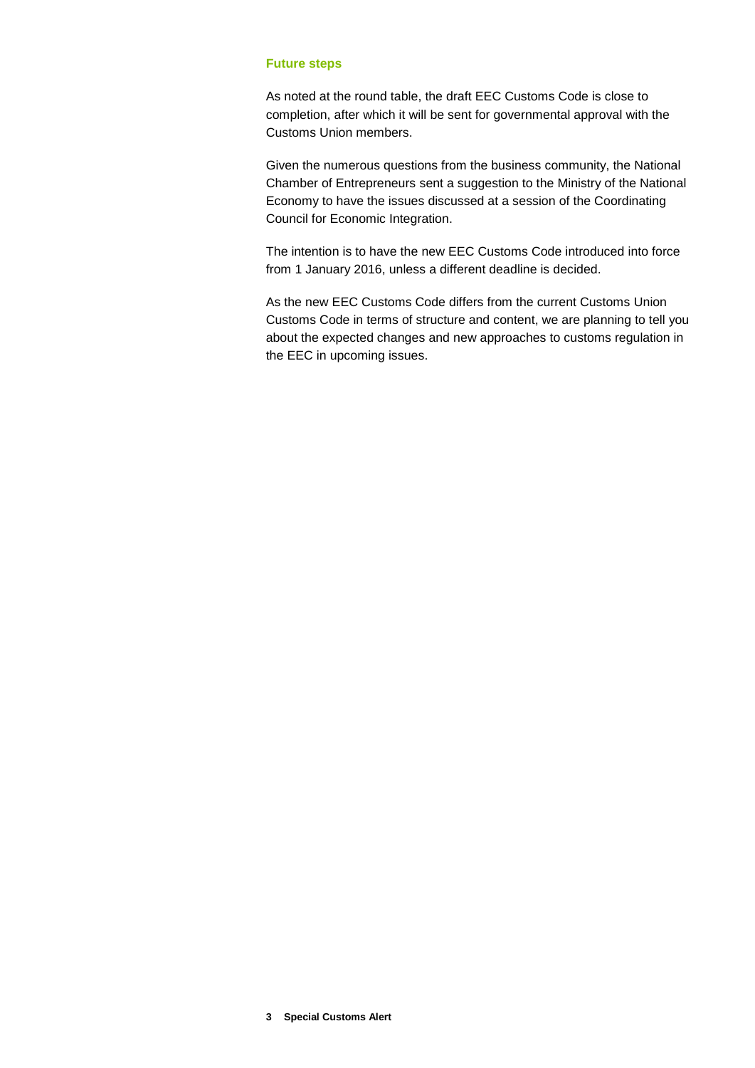### Future steps

As noted at the round table, the draft EEC Customs Code is close to completion, after which it will be sent for governmental approval with the Customs Union members.

Given the numerous questions from the business community, the National Chamber of Entrepreneurs sent a suggestion to the Ministry of the National Economy to have the issues discussed at a session of the Coordinating Council for Economic Integration.

The intention is to have the new EEC Customs Code introduced into force from 1 January 2016, unless a different deadline is decided.

As the new EEC Customs Code differs from the current Customs Union Customs Code in terms of structure and content, we are planning to tell you about the expected changes and new approaches to customs regulation in the EEC in upcoming issues.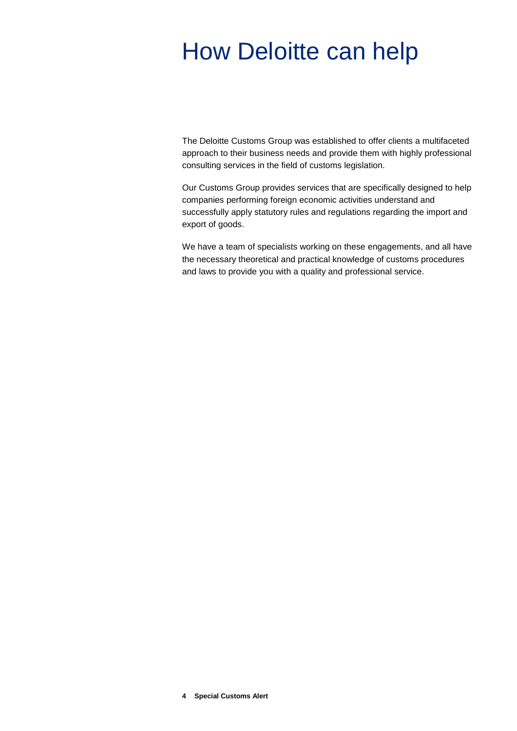# How Deloitte can help

The Deloitte Customs Group was established to offer clients a multifaceted approach to their business needs and provide them with highly professional consulting services in the field of customs legislation.

Our Customs Group provides services that are specifically designed to help companies performing foreign economic activities understand and successfully apply statutory rules and regulations regarding the import and export of goods.

We have a team of specialists working on these engagements, and all have the necessary theoretical and practical knowledge of customs procedures and laws to provide you with a quality and professional service.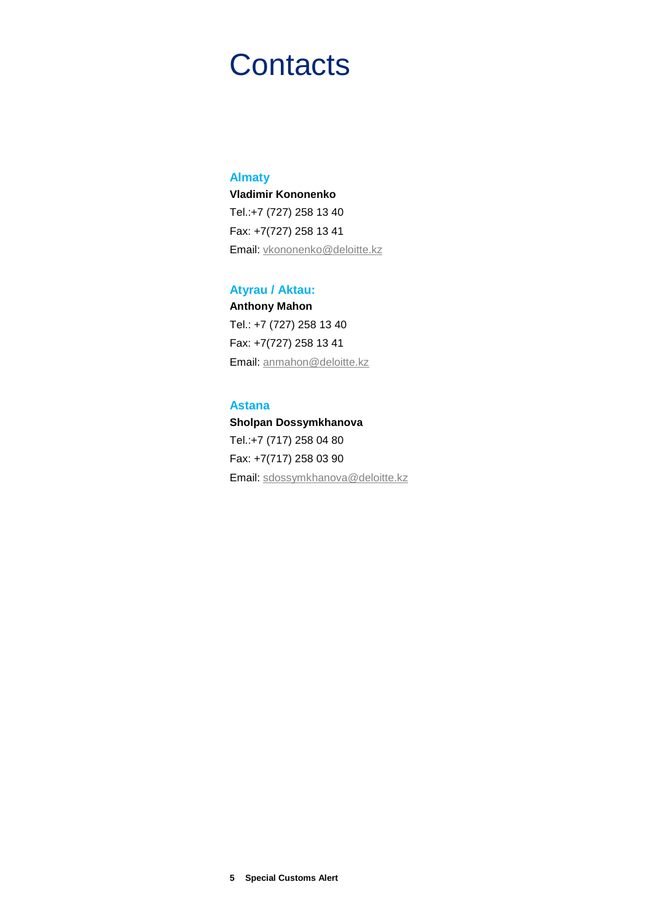# Contacts

### Almaty

**Vladimir Kononenko**

Tel.:+7 (727) 258 13 40

Fax: +7(727) 258 13 41

Email: vkononenko@deloitte.kz

### Atyrau / Aktau:

**Anthony Mahon**

Tel.: +7 (727) 258 13 40

Fax: +7(727) 258 13 41

Email: anmahon@deloitte.kz

### Astana

**Sholpan Dossymkhanova**

Tel.:+7 (717) 258 04 80

Fax: +7(717) 258 03 90

Email: sdossymkhanova@deloitte.kz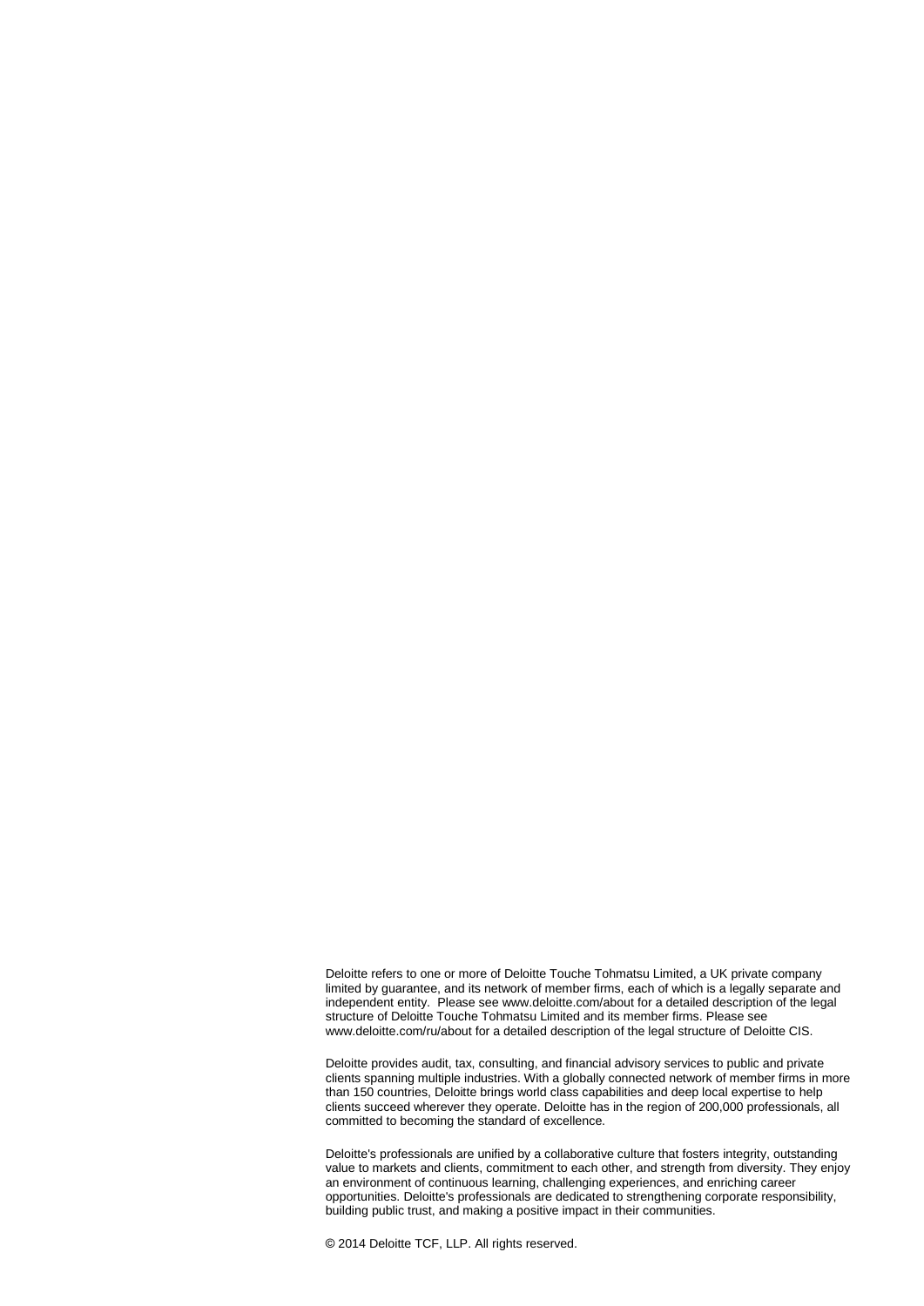Deloitte refers to one or more of Deloitte Touche Tohmatsu Limited, a UK private company limited by guarantee, and its network of member firms, each of which is a legally separate and independent entity. Please see www.deloitte.com/about for a detailed description of the legal structure of Deloitte Touche Tohmatsu Limited and its member firms. Please see www.deloitte.com/ru/about for a detailed description of the legal structure of Deloitte CIS.

Deloitte provides audit, tax, consulting, and financial advisory services to public and private clients spanning multiple industries. With a globally connected network of member firms in more than 150 countries, Deloitte brings world class capabilities and deep local expertise to help clients succeed wherever they operate. Deloitte has in the region of 200,000 professionals, all committed to becoming the standard of excellence.

Deloitte's professionals are unified by a collaborative culture that fosters integrity, outstanding value to markets and clients, commitment to each other, and strength from diversity. They enjoy an environment of continuous learning, challenging experiences, and enriching career opportunities. Deloitte's professionals are dedicated to strengthening corporate responsibility, building public trust, and making a positive impact in their communities.

© 2014 Deloitte TCF, LLP. All rights reserved.